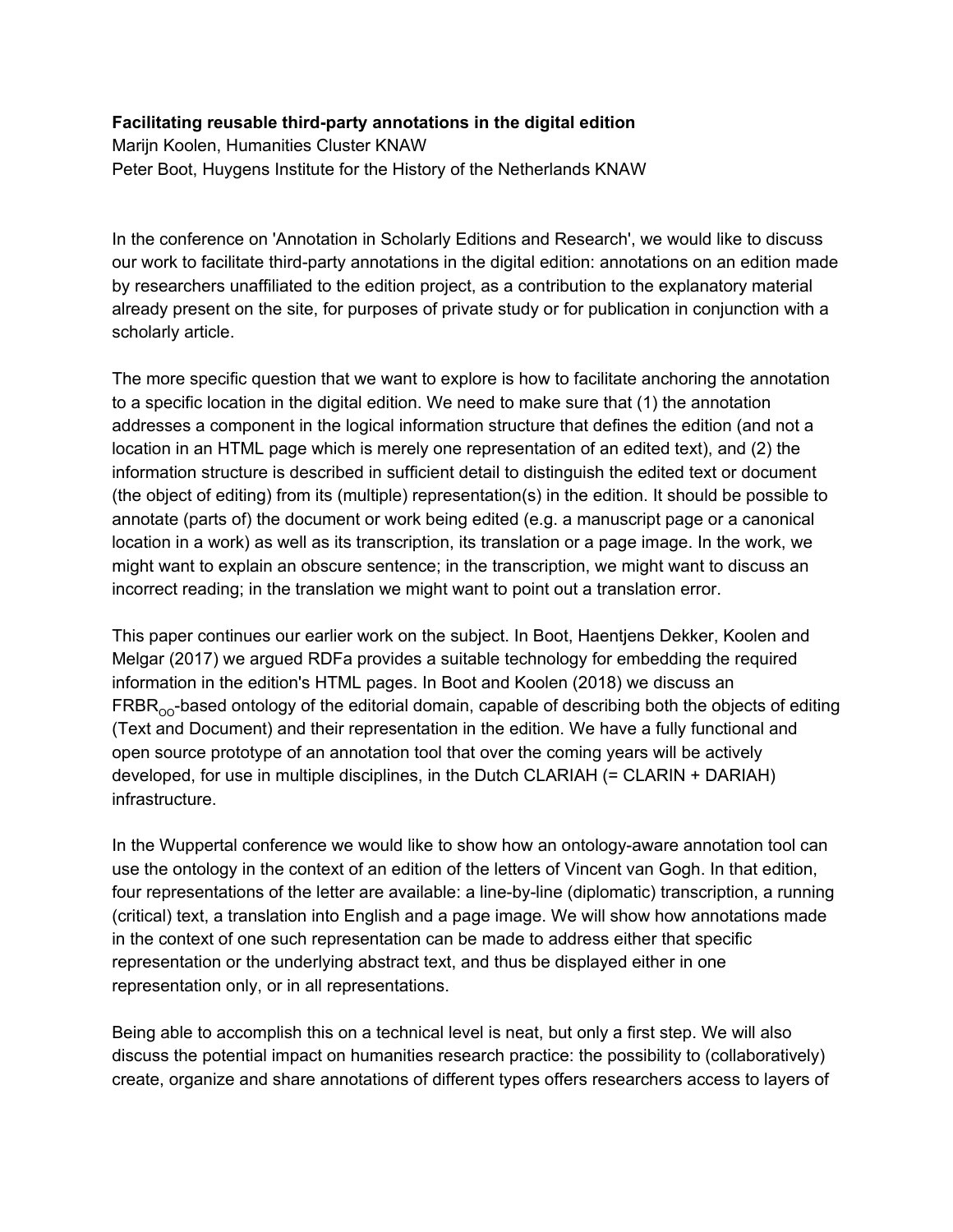**Facilitating reusable third-party annotations in the digital edition**

Marijn Koolen, Humanities Cluster KNAW

Peter Boot, Huygens Institute for the History of the Netherlands KNAW

In the conference on 'Annotation in Scholarly Editions and Research', we would like to discuss our work to facilitate third-party annotations in the digital edition: annotations on an edition made by researchers unaffiliated to the edition project, as a contribution to the explanatory material already present on the site, for purposes of private study or for publication in conjunction with a scholarly article.

The more specific question that we want to explore is how to facilitate anchoring the annotation to a specific location in the digital edition. We need to make sure that (1) the annotation addresses a component in the logical information structure that defines the edition (and not a location in an HTML page which is merely one representation of an edited text), and (2) the information structure is described in sufficient detail to distinguish the edited text or document (the object of editing) from its (multiple) representation(s) in the edition. It should be possible to annotate (parts of) the document or work being edited (e.g. a manuscript page or a canonical location in a work) as well as its transcription, its translation or a page image. In the work, we might want to explain an obscure sentence; in the transcription, we might want to discuss an incorrect reading; in the translation we might want to point out a translation error.

This paper continues our earlier work on the subject. In Boot, Haentjens Dekker, Koolen and Melgar (2017) we argued RDFa provides a suitable technology for embedding the required information in the edition's HTML pages. In Boot and Koolen (2018) we discuss an $\text{FRBR}_{\text{OO}}$-based ontology of the editorial domain, capable of describing both the objects of editing (Text and Document) and their representation in the edition. We have a fully functional and open source prototype of an annotation tool that over the coming years will be actively developed, for use in multiple disciplines, in the Dutch CLARIAH (= CLARIN + DARIAH) infrastructure.

In the Wuppertal conference we would like to show how an ontology-aware annotation tool can use the ontology in the context of an edition of the letters of Vincent van Gogh. In that edition, four representations of the letter are available: a line-by-line (diplomatic) transcription, a running (critical) text, a translation into English and a page image. We will show how annotations made in the context of one such representation can be made to address either that specific representation or the underlying abstract text, and thus be displayed either in one representation only, or in all representations.

Being able to accomplish this on a technical level is neat, but only a first step. We will also discuss the potential impact on humanities research practice: the possibility to (collaboratively) create, organize and share annotations of different types offers researchers access to layers of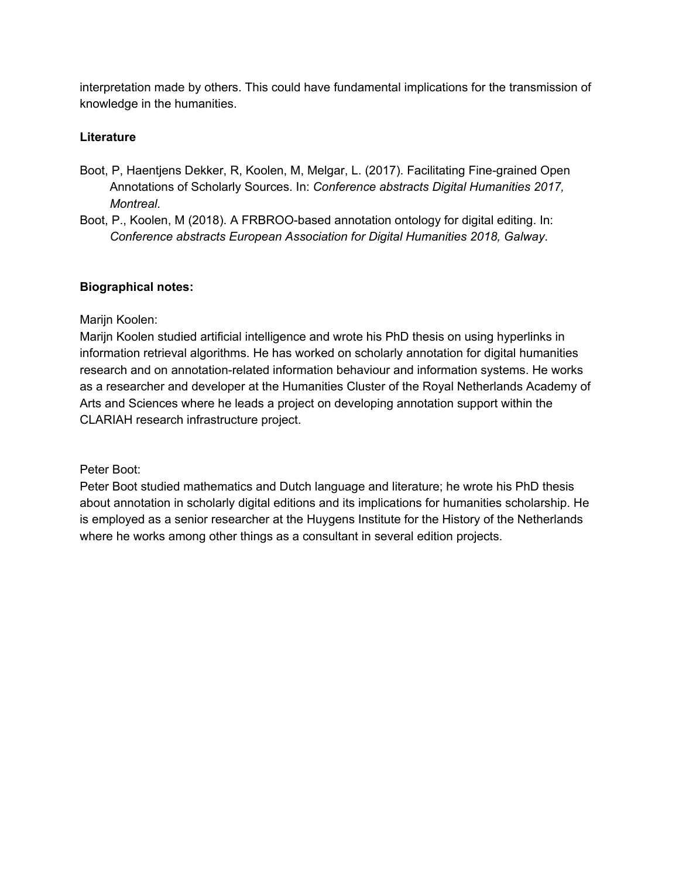interpretation made by others. This could have fundamental implications for the transmission of knowledge in the humanities.

**Literature**

Boot, P, Haentjens Dekker, R, Koolen, M, Melgar, L. (2017). Facilitating Fine-grained Open Annotations of Scholarly Sources. In: *Conference abstracts Digital Humanities 2017, Montreal*.

Boot, P., Koolen, M (2018). A FRBROO-based annotation ontology for digital editing. In: *Conference abstracts European Association for Digital Humanities 2018, Galway*.

**Biographical notes:**

Marijn Koolen:
Marijn Koolen studied artificial intelligence and wrote his PhD thesis on using hyperlinks in information retrieval algorithms. He has worked on scholarly annotation for digital humanities research and on annotation-related information behaviour and information systems. He works as a researcher and developer at the Humanities Cluster of the Royal Netherlands Academy of Arts and Sciences where he leads a project on developing annotation support within the CLARIAH research infrastructure project.

Peter Boot:
Peter Boot studied mathematics and Dutch language and literature; he wrote his PhD thesis about annotation in scholarly digital editions and its implications for humanities scholarship. He is employed as a senior researcher at the Huygens Institute for the History of the Netherlands where he works among other things as a consultant in several edition projects.